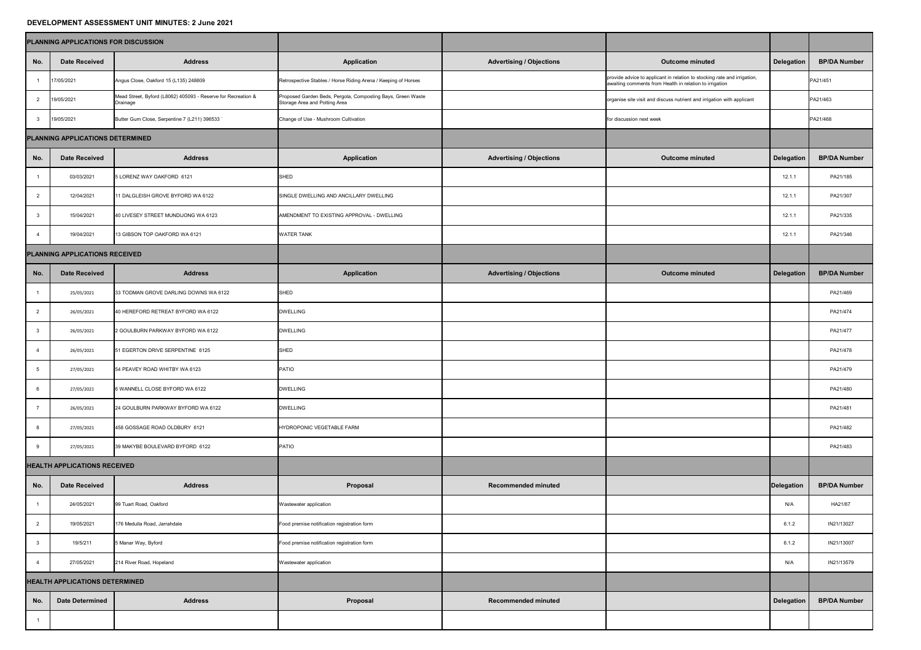# DEVELOPMENT ASSESSMENT UNIT MINUTES: 2 June 2021

| PLANNING APPLICATIONS FOR DISCUSSION | | | | | | | |
|---|---|---|---|---|---|---|---|
| **No.** | **Date Received** | **Address** | **Application** | **Advertising / Objections** | **Outcome minuted** | **Delegation** | **BP/DA Number** |
| 1 | 17/05/2021 | Angus Close, Oakford 15 (L135) 248609 | Retrospective Stables / Horse Riding Arena / Keeping of Horses | | provide advice to applicant in relation to stocking rate and irrigation, awaiting comments from Health in relation to irrigation | | PA21/451 |
| 2 | 19/05/2021 | Mead Street, Byford (L8062) 405093 - Reserve for Recreation & Drainage | Proposed Garden Beds, Pergola, Composting Bays, Green Waste Storage Area and Potting Area | | organise site visit and discuss nutrient and irrigation with applicant | | PA21/463 |
| 3 | 19/05/2021 | Butter Gum Close, Serpentine 7 (L211) 396533 ` | Change of Use - Mushroom Cultivation | | for discussion next week | | PA21/468 |
| **PLANNING APPLICATIONS DETERMINED** | | | | | | | |
| **No.** | **Date Received** | **Address** | **Application** | **Advertising / Objections** | **Outcome minuted** | **Delegation** | **BP/DA Number** |
| 1 | 03/03/2021 | 5 LORENZ WAY OAKFORD 6121 | SHED | | | 12.1.1 | PA21/185 |
| 2 | 12/04/2021 | 11 DALGLEISH GROVE BYFORD WA 6122 | SINGLE DWELLING AND ANCILLARY DWELLING | | | 12.1.1 | PA21/307 |
| 3 | 15/04/2021 | 40 LIVESEY STREET MUNDIJONG WA 6123 | AMENDMENT TO EXISTING APPROVAL - DWELLING | | | 12.1.1 | PA21/335 |
| 4 | 19/04/2021 | 13 GIBSON TOP OAKFORD WA 6121 | WATER TANK | | | 12.1.1 | PA21/346 |
| **PLANNING APPLICATIONS RECEIVED** | | | | | | | |
| **No.** | **Date Received** | **Address** | **Application** | **Advertising / Objections** | **Outcome minuted** | **Delegation** | **BP/DA Number** |
| 1 | 25/05/2021 | 33 TODMAN GROVE DARLING DOWNS WA 6122 | SHED | | | | PA21/469 |
| 2 | 26/05/2021 | 40 HEREFORD RETREAT BYFORD WA 6122 | DWELLING | | | | PA21/474 |
| 3 | 26/05/2021 | 2 GOULBURN PARKWAY BYFORD WA 6122 | DWELLING | | | | PA21/477 |
| 4 | 26/05/2021 | 51 EGERTON DRIVE SERPENTINE 6125 | SHED | | | | PA21/478 |
| 5 | 27/05/2021 | 54 PEAVEY ROAD WHITBY WA 6123 | PATIO | | | | PA21/479 |
| 6 | 27/05/2021 | 6 WANNELL CLOSE BYFORD WA 6122 | DWELLING | | | | PA21/480 |
| 7 | 26/05/2021 | 24 GOULBURN PARKWAY BYFORD WA 6122 | DWELLING | | | | PA21/481 |
| 8 | 27/05/2021 | 458 GOSSAGE ROAD OLDBURY 6121 | HYDROPONIC VEGETABLE FARM | | | | PA21/482 |
| 9 | 27/05/2021 | 39 MAKYBE BOULEVARD BYFORD 6122 | PATIO | | | | PA21/483 |
| **HEALTH APPLICATIONS RECEIVED** | | | | | | | |
| **No.** | **Date Received** | **Address** | **Proposal** | **Recommended minuted** | | **Delegation** | **BP/DA Number** |
| 1 | 24/05/2021 | 99 Tuart Road, Oakford | Wastewater application | | | N/A | HA21/67 |
| 2 | 19/05/2021 | 176 Medulla Road, Jarrahdale | Food premise notification registration form | | | 6.1.2 | IN21/13027 |
| 3 | 19/5/211 | 5 Manar Way, Byford | Food premise notification registration form | | | 6.1.2 | IN21/13007 |
| 4 | 27/05/2021 | 214 River Road, Hopeland | Wastewater application | | | N/A | IN21/13579 |
| **HEALTH APPLICATIONS DETERMINED** | | | | | | | |
| **No.** | **Date Determined** | **Address** | **Proposal** | **Recommended minuted** | | **Delegation** | **BP/DA Number** |
| 1 | | | | | | | |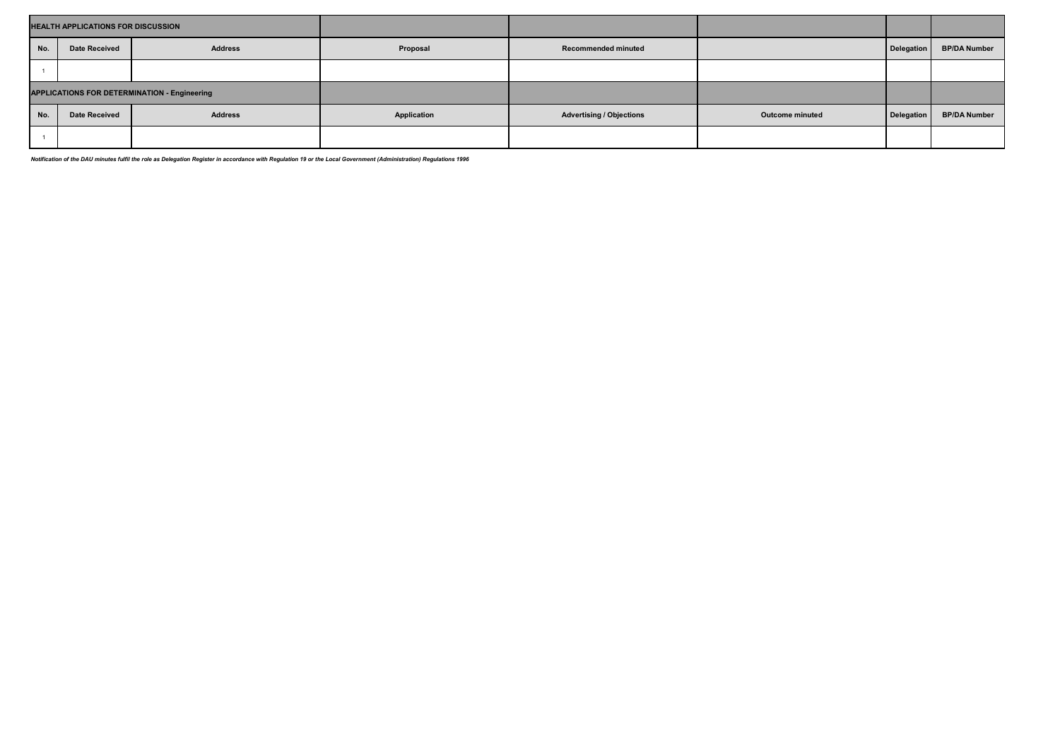| HEALTH APPLICATIONS FOR DISCUSSION | | | | | | | |
|---|---|---|---|---|---|---|---|
| No. | Date Received | Address | Proposal | Recommended minuted | | Delegation | BP/DA Number |
| 1 | | | | | | | |
| **APPLICATIONS FOR DETERMINATION - Engineering** | | | | | | | |
| No. | Date Received | Address | Application | Advertising / Objections | Outcome minuted | Delegation | BP/DA Number |
| 1 | | | | | | | |

***Notification of the DAU minutes fulfil the role as Delegation Register in accordance with Regulation 19 or the Local Government (Administration) Regulations 1996***